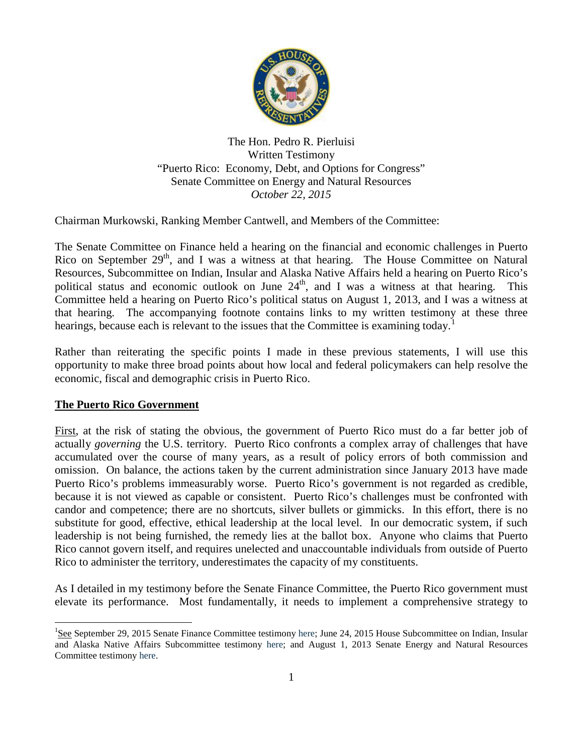The Hon. Pedro R. Pierluisi
Written Testimony
"Puerto Rico: Economy, Debt, and Options for Congress"
Senate Committee on Energy and Natural Resources
*October 22, 2015*

Chairman Murkowski, Ranking Member Cantwell, and Members of the Committee:

The Senate Committee on Finance held a hearing on the financial and economic challenges in Puerto Rico on September 29th, and I was a witness at that hearing. The House Committee on Natural Resources, Subcommittee on Indian, Insular and Alaska Native Affairs held a hearing on Puerto Rico's political status and economic outlook on June 24th, and I was a witness at that hearing. This Committee held a hearing on Puerto Rico's political status on August 1, 2013, and I was a witness at that hearing. The accompanying footnote contains links to my written testimony at these three hearings, because each is relevant to the issues that the Committee is examining today.[1]

Rather than reiterating the specific points I made in these previous statements, I will use this opportunity to make three broad points about how local and federal policymakers can help resolve the economic, fiscal and demographic crisis in Puerto Rico.

## The Puerto Rico Government

First, at the risk of stating the obvious, the government of Puerto Rico must do a far better job of actually *governing* the U.S. territory. Puerto Rico confronts a complex array of challenges that have accumulated over the course of many years, as a result of policy errors of both commission and omission. On balance, the actions taken by the current administration since January 2013 have made Puerto Rico's problems immeasurably worse. Puerto Rico's government is not regarded as credible, because it is not viewed as capable or consistent. Puerto Rico's challenges must be confronted with candor and competence; there are no shortcuts, silver bullets or gimmicks. In this effort, there is no substitute for good, effective, ethical leadership at the local level. In our democratic system, if such leadership is not being furnished, the remedy lies at the ballot box. Anyone who claims that Puerto Rico cannot govern itself, and requires unelected and unaccountable individuals from outside of Puerto Rico to administer the territory, underestimates the capacity of my constituents.

As I detailed in my testimony before the Senate Finance Committee, the Puerto Rico government must elevate its performance. Most fundamentally, it needs to implement a comprehensive strategy to

---

[1] See September 29, 2015 Senate Finance Committee testimony here; June 24, 2015 House Subcommittee on Indian, Insular and Alaska Native Affairs Subcommittee testimony here; and August 1, 2013 Senate Energy and Natural Resources Committee testimony here.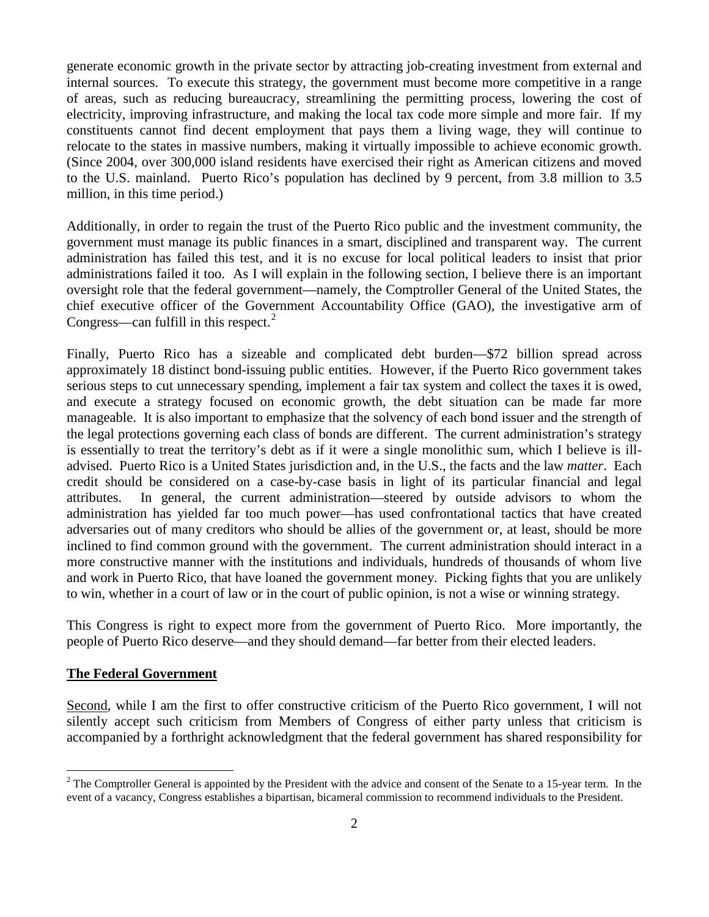generate economic growth in the private sector by attracting job-creating investment from external and internal sources. To execute this strategy, the government must become more competitive in a range of areas, such as reducing bureaucracy, streamlining the permitting process, lowering the cost of electricity, improving infrastructure, and making the local tax code more simple and more fair. If my constituents cannot find decent employment that pays them a living wage, they will continue to relocate to the states in massive numbers, making it virtually impossible to achieve economic growth. (Since 2004, over 300,000 island residents have exercised their right as American citizens and moved to the U.S. mainland. Puerto Rico's population has declined by 9 percent, from 3.8 million to 3.5 million, in this time period.)

Additionally, in order to regain the trust of the Puerto Rico public and the investment community, the government must manage its public finances in a smart, disciplined and transparent way. The current administration has failed this test, and it is no excuse for local political leaders to insist that prior administrations failed it too. As I will explain in the following section, I believe there is an important oversight role that the federal government—namely, the Comptroller General of the United States, the chief executive officer of the Government Accountability Office (GAO), the investigative arm of Congress—can fulfill in this respect.[2]

Finally, Puerto Rico has a sizeable and complicated debt burden—\$72 billion spread across approximately 18 distinct bond-issuing public entities. However, if the Puerto Rico government takes serious steps to cut unnecessary spending, implement a fair tax system and collect the taxes it is owed, and execute a strategy focused on economic growth, the debt situation can be made far more manageable. It is also important to emphasize that the solvency of each bond issuer and the strength of the legal protections governing each class of bonds are different. The current administration's strategy is essentially to treat the territory's debt as if it were a single monolithic sum, which I believe is ill-advised. Puerto Rico is a United States jurisdiction and, in the U.S., the facts and the law *matter*. Each credit should be considered on a case-by-case basis in light of its particular financial and legal attributes. In general, the current administration—steered by outside advisors to whom the administration has yielded far too much power—has used confrontational tactics that have created adversaries out of many creditors who should be allies of the government or, at least, should be more inclined to find common ground with the government. The current administration should interact in a more constructive manner with the institutions and individuals, hundreds of thousands of whom live and work in Puerto Rico, that have loaned the government money. Picking fights that you are unlikely to win, whether in a court of law or in the court of public opinion, is not a wise or winning strategy.

This Congress is right to expect more from the government of Puerto Rico. More importantly, the people of Puerto Rico deserve—and they should demand—far better from their elected leaders.

**The Federal Government**

Second, while I am the first to offer constructive criticism of the Puerto Rico government, I will not silently accept such criticism from Members of Congress of either party unless that criticism is accompanied by a forthright acknowledgment that the federal government has shared responsibility for

[2] The Comptroller General is appointed by the President with the advice and consent of the Senate to a 15-year term. In the event of a vacancy, Congress establishes a bipartisan, bicameral commission to recommend individuals to the President.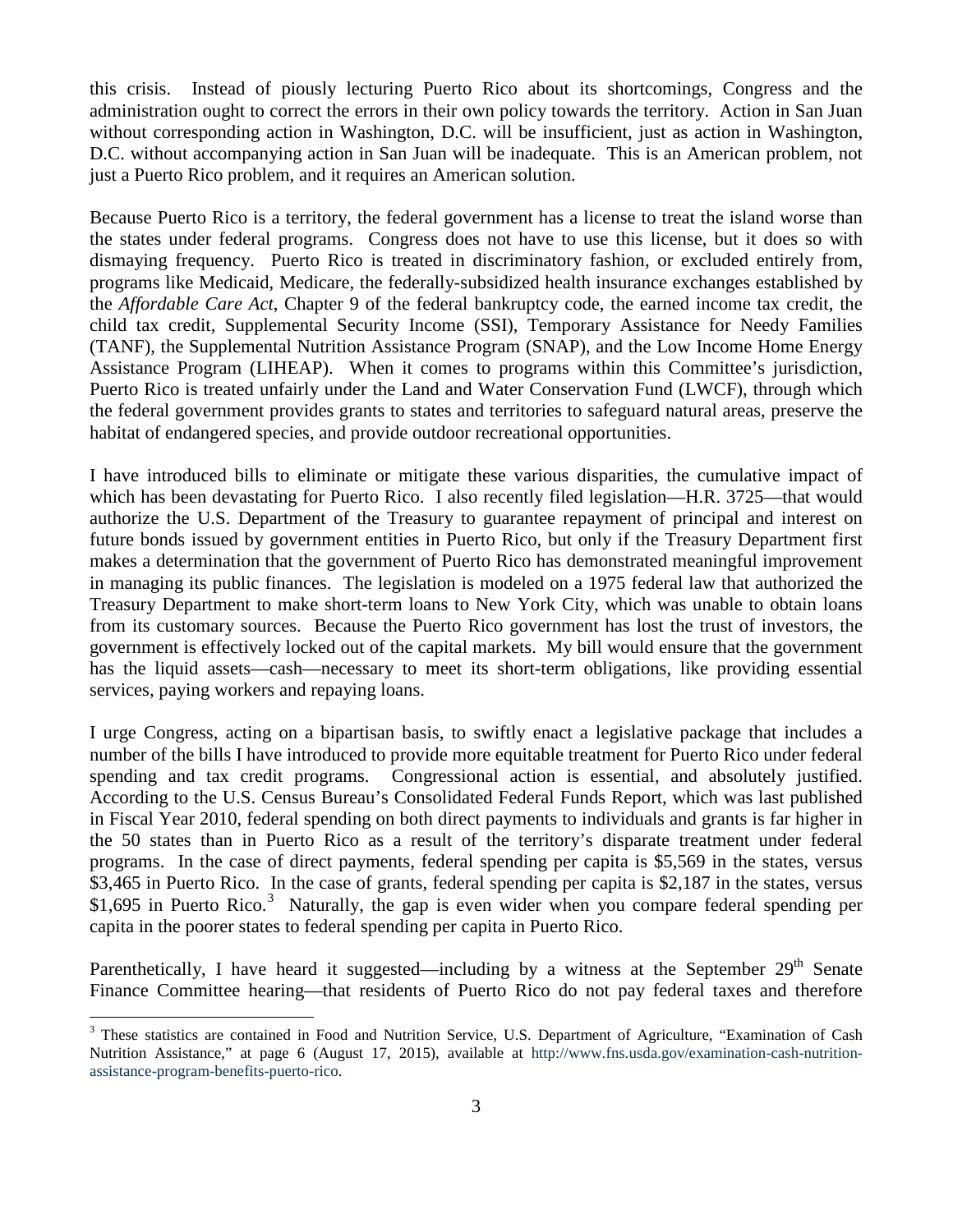this crisis. Instead of piously lecturing Puerto Rico about its shortcomings, Congress and the administration ought to correct the errors in their own policy towards the territory. Action in San Juan without corresponding action in Washington, D.C. will be insufficient, just as action in Washington, D.C. without accompanying action in San Juan will be inadequate. This is an American problem, not just a Puerto Rico problem, and it requires an American solution.

Because Puerto Rico is a territory, the federal government has a license to treat the island worse than the states under federal programs. Congress does not have to use this license, but it does so with dismaying frequency. Puerto Rico is treated in discriminatory fashion, or excluded entirely from, programs like Medicaid, Medicare, the federally-subsidized health insurance exchanges established by the *Affordable Care Act*, Chapter 9 of the federal bankruptcy code, the earned income tax credit, the child tax credit, Supplemental Security Income (SSI), Temporary Assistance for Needy Families (TANF), the Supplemental Nutrition Assistance Program (SNAP), and the Low Income Home Energy Assistance Program (LIHEAP). When it comes to programs within this Committee's jurisdiction, Puerto Rico is treated unfairly under the Land and Water Conservation Fund (LWCF), through which the federal government provides grants to states and territories to safeguard natural areas, preserve the habitat of endangered species, and provide outdoor recreational opportunities.

I have introduced bills to eliminate or mitigate these various disparities, the cumulative impact of which has been devastating for Puerto Rico. I also recently filed legislation—H.R. 3725—that would authorize the U.S. Department of the Treasury to guarantee repayment of principal and interest on future bonds issued by government entities in Puerto Rico, but only if the Treasury Department first makes a determination that the government of Puerto Rico has demonstrated meaningful improvement in managing its public finances. The legislation is modeled on a 1975 federal law that authorized the Treasury Department to make short-term loans to New York City, which was unable to obtain loans from its customary sources. Because the Puerto Rico government has lost the trust of investors, the government is effectively locked out of the capital markets. My bill would ensure that the government has the liquid assets—cash—necessary to meet its short-term obligations, like providing essential services, paying workers and repaying loans.

I urge Congress, acting on a bipartisan basis, to swiftly enact a legislative package that includes a number of the bills I have introduced to provide more equitable treatment for Puerto Rico under federal spending and tax credit programs. Congressional action is essential, and absolutely justified. According to the U.S. Census Bureau's Consolidated Federal Funds Report, which was last published in Fiscal Year 2010, federal spending on both direct payments to individuals and grants is far higher in the 50 states than in Puerto Rico as a result of the territory's disparate treatment under federal programs. In the case of direct payments, federal spending per capita is $5,569 in the states, versus $3,465 in Puerto Rico. In the case of grants, federal spending per capita is $2,187 in the states, versus $1,695 in Puerto Rico.[3] Naturally, the gap is even wider when you compare federal spending per capita in the poorer states to federal spending per capita in Puerto Rico.

Parenthetically, I have heard it suggested—including by a witness at the September 29th Senate Finance Committee hearing—that residents of Puerto Rico do not pay federal taxes and therefore

[3] These statistics are contained in Food and Nutrition Service, U.S. Department of Agriculture, "Examination of Cash Nutrition Assistance," at page 6 (August 17, 2015), available at http://www.fns.usda.gov/examination-cash-nutrition-assistance-program-benefits-puerto-rico.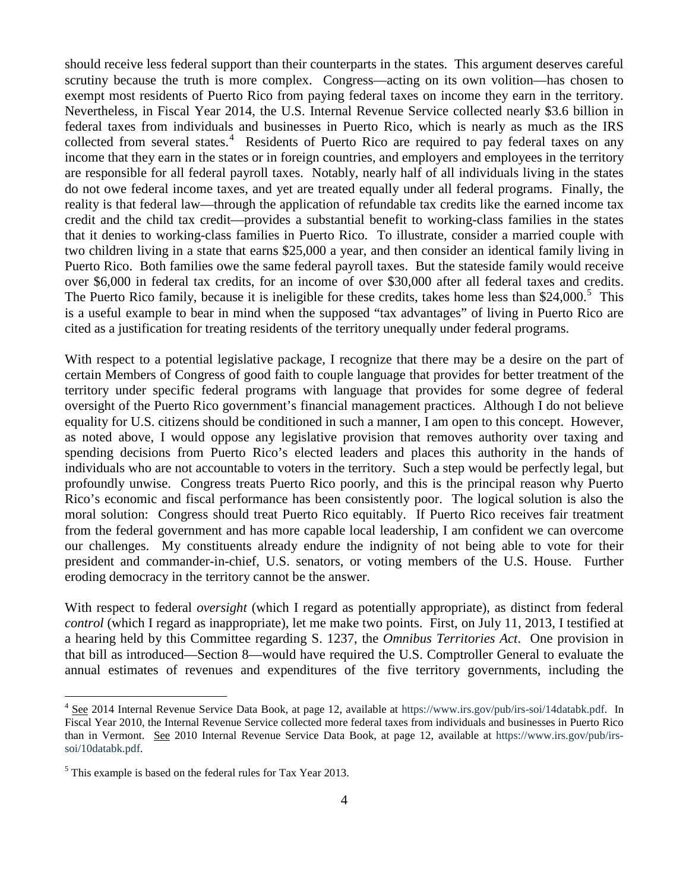should receive less federal support than their counterparts in the states. This argument deserves careful scrutiny because the truth is more complex. Congress—acting on its own volition—has chosen to exempt most residents of Puerto Rico from paying federal taxes on income they earn in the territory. Nevertheless, in Fiscal Year 2014, the U.S. Internal Revenue Service collected nearly $3.6 billion in federal taxes from individuals and businesses in Puerto Rico, which is nearly as much as the IRS collected from several states.[4] Residents of Puerto Rico are required to pay federal taxes on any income that they earn in the states or in foreign countries, and employers and employees in the territory are responsible for all federal payroll taxes. Notably, nearly half of all individuals living in the states do not owe federal income taxes, and yet are treated equally under all federal programs. Finally, the reality is that federal law—through the application of refundable tax credits like the earned income tax credit and the child tax credit—provides a substantial benefit to working-class families in the states that it denies to working-class families in Puerto Rico. To illustrate, consider a married couple with two children living in a state that earns $25,000 a year, and then consider an identical family living in Puerto Rico. Both families owe the same federal payroll taxes. But the stateside family would receive over $6,000 in federal tax credits, for an income of over $30,000 after all federal taxes and credits. The Puerto Rico family, because it is ineligible for these credits, takes home less than $24,000.[5] This is a useful example to bear in mind when the supposed "tax advantages" of living in Puerto Rico are cited as a justification for treating residents of the territory unequally under federal programs.

With respect to a potential legislative package, I recognize that there may be a desire on the part of certain Members of Congress of good faith to couple language that provides for better treatment of the territory under specific federal programs with language that provides for some degree of federal oversight of the Puerto Rico government's financial management practices. Although I do not believe equality for U.S. citizens should be conditioned in such a manner, I am open to this concept. However, as noted above, I would oppose any legislative provision that removes authority over taxing and spending decisions from Puerto Rico's elected leaders and places this authority in the hands of individuals who are not accountable to voters in the territory. Such a step would be perfectly legal, but profoundly unwise. Congress treats Puerto Rico poorly, and this is the principal reason why Puerto Rico's economic and fiscal performance has been consistently poor. The logical solution is also the moral solution: Congress should treat Puerto Rico equitably. If Puerto Rico receives fair treatment from the federal government and has more capable local leadership, I am confident we can overcome our challenges. My constituents already endure the indignity of not being able to vote for their president and commander-in-chief, U.S. senators, or voting members of the U.S. House. Further eroding democracy in the territory cannot be the answer.

With respect to federal *oversight* (which I regard as potentially appropriate), as distinct from federal *control* (which I regard as inappropriate), let me make two points. First, on July 11, 2013, I testified at a hearing held by this Committee regarding S. 1237, the *Omnibus Territories Act*. One provision in that bill as introduced—Section 8—would have required the U.S. Comptroller General to evaluate the annual estimates of revenues and expenditures of the five territory governments, including the

---

[4] See 2014 Internal Revenue Service Data Book, at page 12, available at https://www.irs.gov/pub/irs-soi/14databk.pdf. In Fiscal Year 2010, the Internal Revenue Service collected more federal taxes from individuals and businesses in Puerto Rico than in Vermont. See 2010 Internal Revenue Service Data Book, at page 12, available at https://www.irs.gov/pub/irs-soi/10databk.pdf.

[5] This example is based on the federal rules for Tax Year 2013.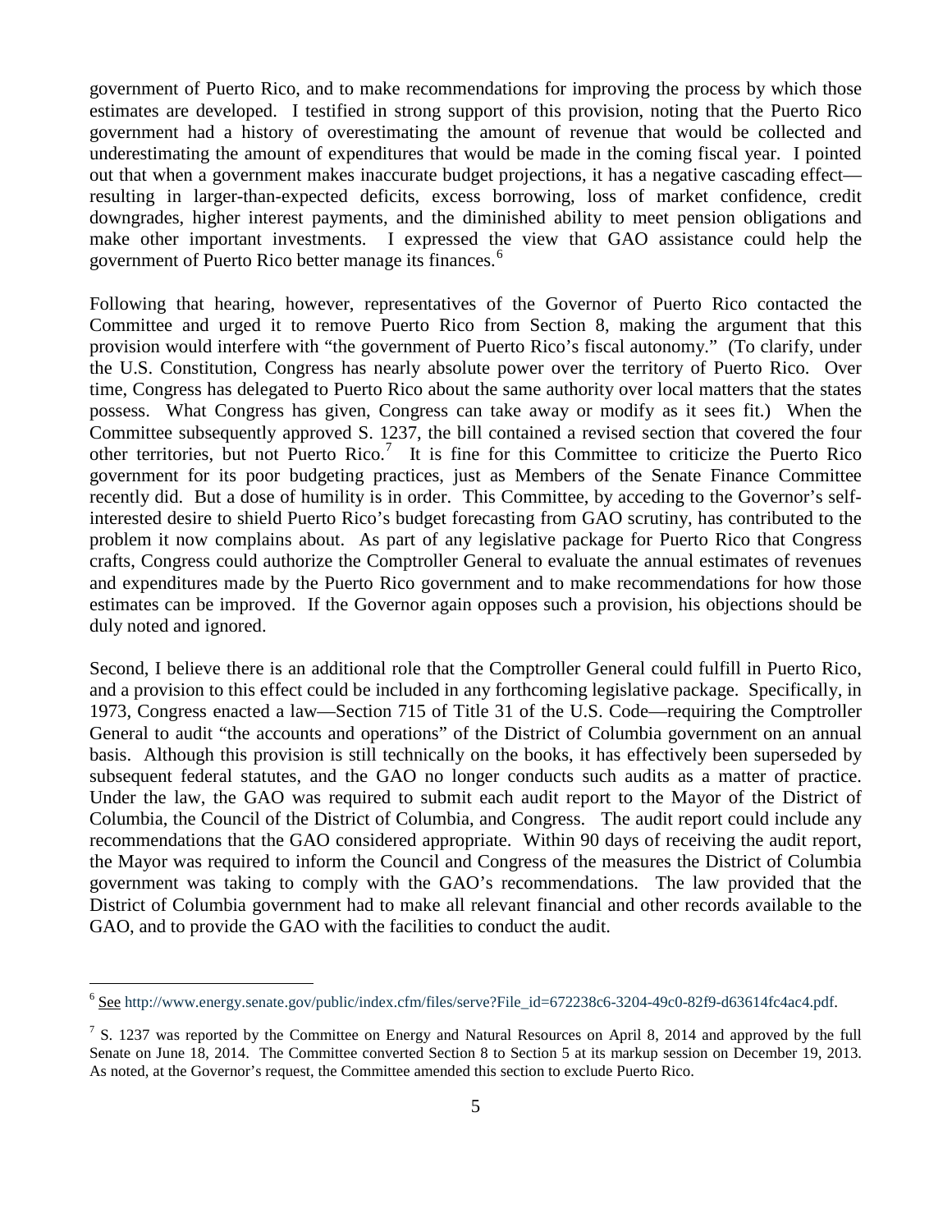government of Puerto Rico, and to make recommendations for improving the process by which those estimates are developed. I testified in strong support of this provision, noting that the Puerto Rico government had a history of overestimating the amount of revenue that would be collected and underestimating the amount of expenditures that would be made in the coming fiscal year. I pointed out that when a government makes inaccurate budget projections, it has a negative cascading effect—resulting in larger-than-expected deficits, excess borrowing, loss of market confidence, credit downgrades, higher interest payments, and the diminished ability to meet pension obligations and make other important investments. I expressed the view that GAO assistance could help the government of Puerto Rico better manage its finances.[6]

Following that hearing, however, representatives of the Governor of Puerto Rico contacted the Committee and urged it to remove Puerto Rico from Section 8, making the argument that this provision would interfere with "the government of Puerto Rico's fiscal autonomy." (To clarify, under the U.S. Constitution, Congress has nearly absolute power over the territory of Puerto Rico. Over time, Congress has delegated to Puerto Rico about the same authority over local matters that the states possess. What Congress has given, Congress can take away or modify as it sees fit.) When the Committee subsequently approved S. 1237, the bill contained a revised section that covered the four other territories, but not Puerto Rico.[7] It is fine for this Committee to criticize the Puerto Rico government for its poor budgeting practices, just as Members of the Senate Finance Committee recently did. But a dose of humility is in order. This Committee, by acceding to the Governor's self-interested desire to shield Puerto Rico's budget forecasting from GAO scrutiny, has contributed to the problem it now complains about. As part of any legislative package for Puerto Rico that Congress crafts, Congress could authorize the Comptroller General to evaluate the annual estimates of revenues and expenditures made by the Puerto Rico government and to make recommendations for how those estimates can be improved. If the Governor again opposes such a provision, his objections should be duly noted and ignored.

Second, I believe there is an additional role that the Comptroller General could fulfill in Puerto Rico, and a provision to this effect could be included in any forthcoming legislative package. Specifically, in 1973, Congress enacted a law—Section 715 of Title 31 of the U.S. Code—requiring the Comptroller General to audit "the accounts and operations" of the District of Columbia government on an annual basis. Although this provision is still technically on the books, it has effectively been superseded by subsequent federal statutes, and the GAO no longer conducts such audits as a matter of practice. Under the law, the GAO was required to submit each audit report to the Mayor of the District of Columbia, the Council of the District of Columbia, and Congress. The audit report could include any recommendations that the GAO considered appropriate. Within 90 days of receiving the audit report, the Mayor was required to inform the Council and Congress of the measures the District of Columbia government was taking to comply with the GAO's recommendations. The law provided that the District of Columbia government had to make all relevant financial and other records available to the GAO, and to provide the GAO with the facilities to conduct the audit.

---

[6] See http://www.energy.senate.gov/public/index.cfm/files/serve?File_id=672238c6-3204-49c0-82f9-d63614fc4ac4.pdf.

[7] S. 1237 was reported by the Committee on Energy and Natural Resources on April 8, 2014 and approved by the full Senate on June 18, 2014. The Committee converted Section 8 to Section 5 at its markup session on December 19, 2013. As noted, at the Governor's request, the Committee amended this section to exclude Puerto Rico.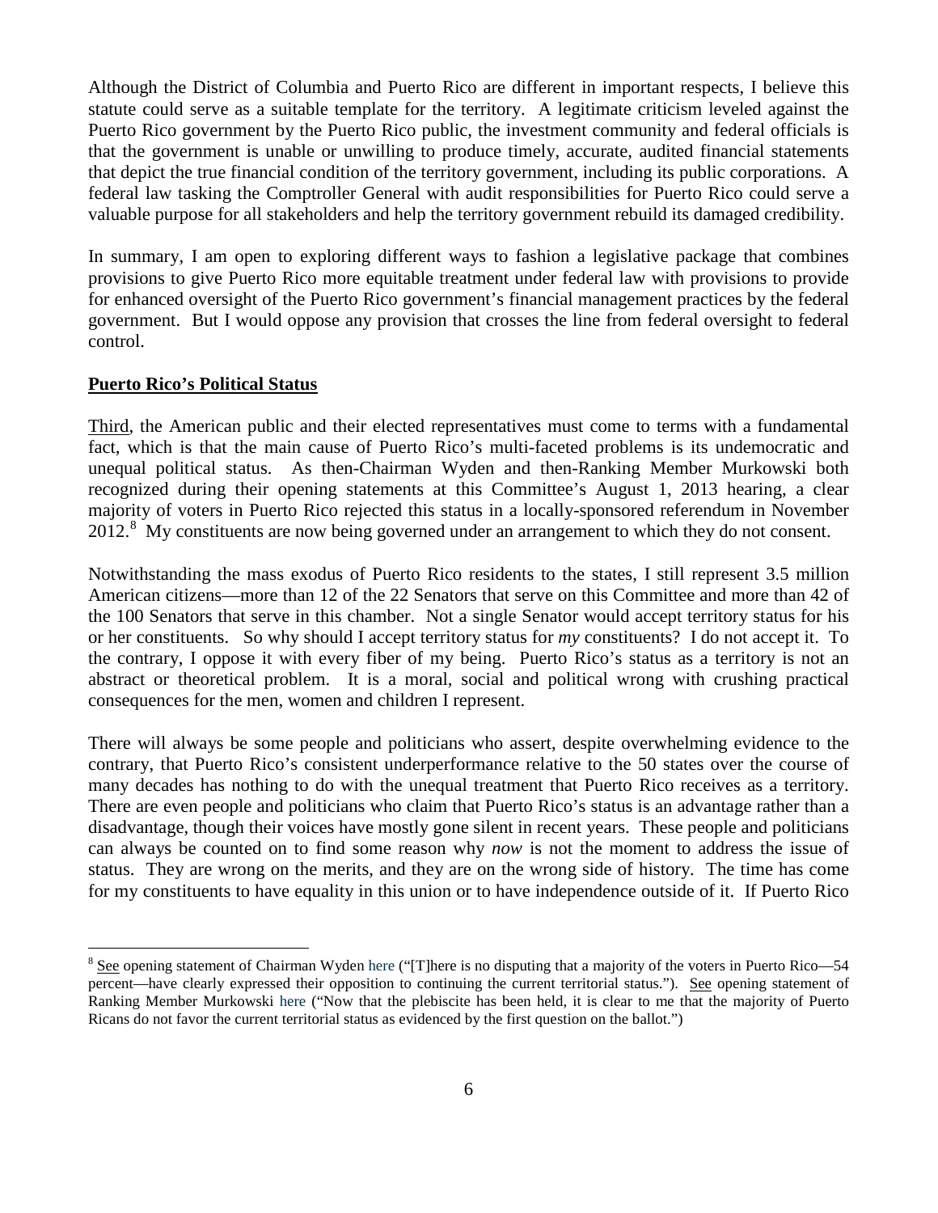Although the District of Columbia and Puerto Rico are different in important respects, I believe this statute could serve as a suitable template for the territory. A legitimate criticism leveled against the Puerto Rico government by the Puerto Rico public, the investment community and federal officials is that the government is unable or unwilling to produce timely, accurate, audited financial statements that depict the true financial condition of the territory government, including its public corporations. A federal law tasking the Comptroller General with audit responsibilities for Puerto Rico could serve a valuable purpose for all stakeholders and help the territory government rebuild its damaged credibility.

In summary, I am open to exploring different ways to fashion a legislative package that combines provisions to give Puerto Rico more equitable treatment under federal law with provisions to provide for enhanced oversight of the Puerto Rico government's financial management practices by the federal government. But I would oppose any provision that crosses the line from federal oversight to federal control.

**Puerto Rico's Political Status**

Third, the American public and their elected representatives must come to terms with a fundamental fact, which is that the main cause of Puerto Rico's multi-faceted problems is its undemocratic and unequal political status. As then-Chairman Wyden and then-Ranking Member Murkowski both recognized during their opening statements at this Committee's August 1, 2013 hearing, a clear majority of voters in Puerto Rico rejected this status in a locally-sponsored referendum in November 2012.[8] My constituents are now being governed under an arrangement to which they do not consent.

Notwithstanding the mass exodus of Puerto Rico residents to the states, I still represent 3.5 million American citizens—more than 12 of the 22 Senators that serve on this Committee and more than 42 of the 100 Senators that serve in this chamber. Not a single Senator would accept territory status for his or her constituents. So why should I accept territory status for *my* constituents? I do not accept it. To the contrary, I oppose it with every fiber of my being. Puerto Rico's status as a territory is not an abstract or theoretical problem. It is a moral, social and political wrong with crushing practical consequences for the men, women and children I represent.

There will always be some people and politicians who assert, despite overwhelming evidence to the contrary, that Puerto Rico's consistent underperformance relative to the 50 states over the course of many decades has nothing to do with the unequal treatment that Puerto Rico receives as a territory. There are even people and politicians who claim that Puerto Rico's status is an advantage rather than a disadvantage, though their voices have mostly gone silent in recent years. These people and politicians can always be counted on to find some reason why *now* is not the moment to address the issue of status. They are wrong on the merits, and they are on the wrong side of history. The time has come for my constituents to have equality in this union or to have independence outside of it. If Puerto Rico

---

[8] See opening statement of Chairman Wyden here ("[T]here is no disputing that a majority of the voters in Puerto Rico—54 percent—have clearly expressed their opposition to continuing the current territorial status."). See opening statement of Ranking Member Murkowski here ("Now that the plebiscite has been held, it is clear to me that the majority of Puerto Ricans do not favor the current territorial status as evidenced by the first question on the ballot.")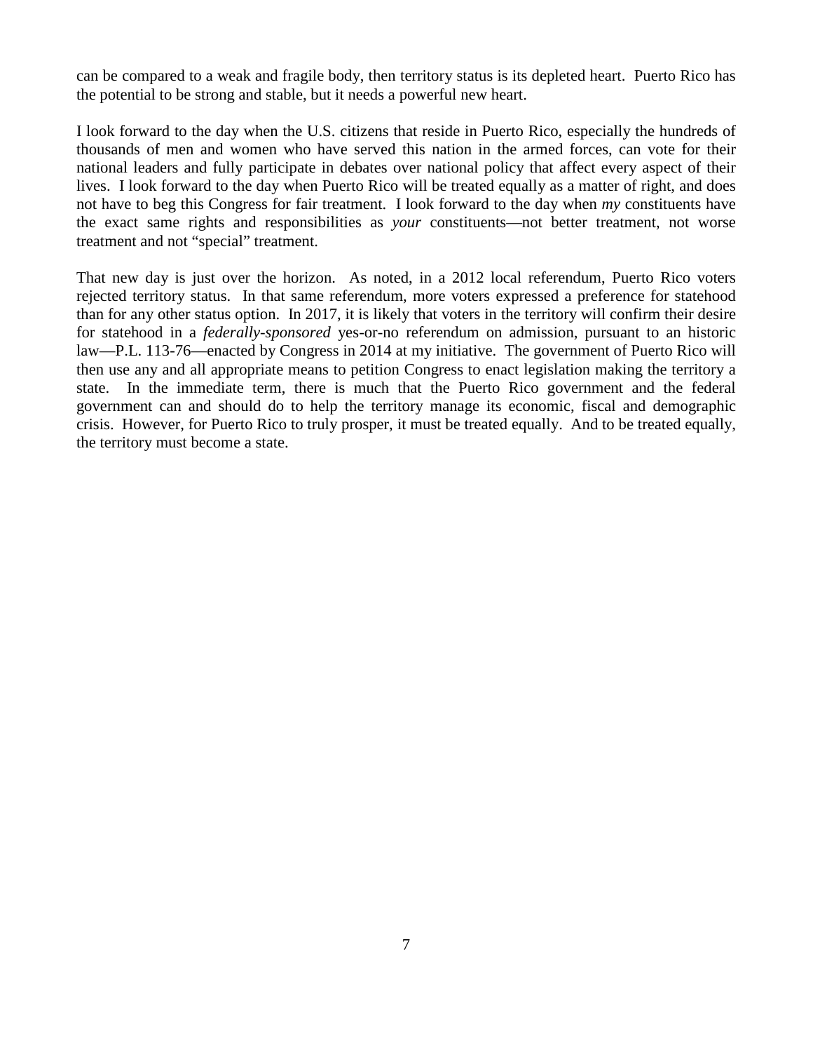can be compared to a weak and fragile body, then territory status is its depleted heart. Puerto Rico has the potential to be strong and stable, but it needs a powerful new heart.

I look forward to the day when the U.S. citizens that reside in Puerto Rico, especially the hundreds of thousands of men and women who have served this nation in the armed forces, can vote for their national leaders and fully participate in debates over national policy that affect every aspect of their lives. I look forward to the day when Puerto Rico will be treated equally as a matter of right, and does not have to beg this Congress for fair treatment. I look forward to the day when *my* constituents have the exact same rights and responsibilities as *your* constituents—not better treatment, not worse treatment and not "special" treatment.

That new day is just over the horizon. As noted, in a 2012 local referendum, Puerto Rico voters rejected territory status. In that same referendum, more voters expressed a preference for statehood than for any other status option. In 2017, it is likely that voters in the territory will confirm their desire for statehood in a *federally-sponsored* yes-or-no referendum on admission, pursuant to an historic law—P.L. 113-76—enacted by Congress in 2014 at my initiative. The government of Puerto Rico will then use any and all appropriate means to petition Congress to enact legislation making the territory a state. In the immediate term, there is much that the Puerto Rico government and the federal government can and should do to help the territory manage its economic, fiscal and demographic crisis. However, for Puerto Rico to truly prosper, it must be treated equally. And to be treated equally, the territory must become a state.